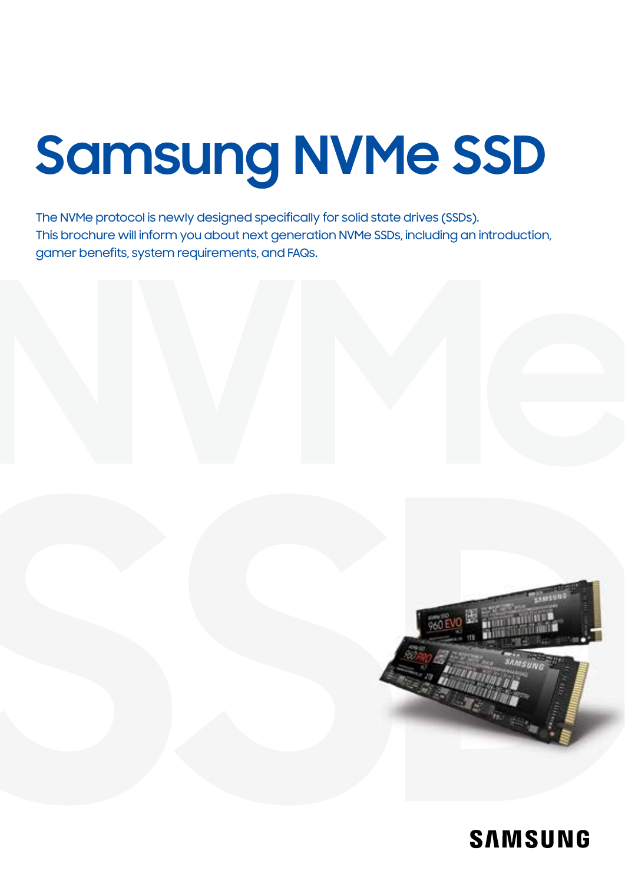# Samsung NVMe SSD

The NVMe protocol is newly designed specifically for solid state drives (SSDs).
This brochure will inform you about next generation NVMe SSDs, including an introduction, gamer benefits, system requirements, and FAQs.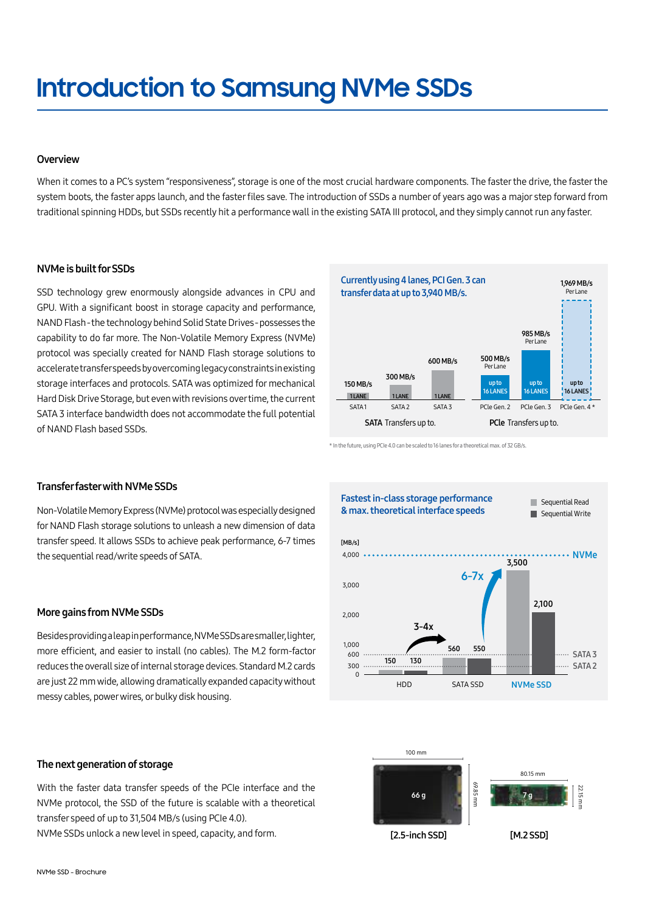# Introduction to Samsung NVMe SSDs

## Overview

When it comes to a PC's system "responsiveness", storage is one of the most crucial hardware components. The faster the drive, the faster the system boots, the faster apps launch, and the faster files save. The introduction of SSDs a number of years ago was a major step forward from traditional spinning HDDs, but SSDs recently hit a performance wall in the existing SATA III protocol, and they simply cannot run any faster.

## NVMe is built for SSDs

SSD technology grew enormously alongside advances in CPU and GPU. With a significant boost in storage capacity and performance, NAND Flash - the technology behind Solid State Drives - possesses the capability to do far more. The Non-Volatile Memory Express (NVMe) protocol was specially created for NAND Flash storage solutions to accelerate transfer speeds by overcoming legacy constraints in existing storage interfaces and protocols. SATA was optimized for mechanical Hard Disk Drive Storage, but even with revisions over time, the current SATA 3 interface bandwidth does not accommodate the full potential of NAND Flash based SSDs.

**Currently using 4 lanes, PCI Gen. 3 can transfer data at up to 3,940 MB/s.**

| | SATA 1 | SATA 2 | SATA 3 | PCIe Gen. 2 | PCIe Gen. 3 | PCIe Gen. 4 * |
|---|---|---|---|---|---|---|
| Speed | 150 MB/s | 300 MB/s | 600 MB/s | 500 MB/s Per Lane | 985 MB/s Per Lane | 1,969 MB/s Per Lane |
| Lanes | 1 LANE | 1 LANE | 1 LANE | up to 16 LANES | up to 16 LANES | up to 16 LANES |

**SATA** Transfers up to. **PCIe** Transfers up to.

* In the future, using PCIe 4.0 can be scaled to 16 lanes for a theoretical max. of 32 GB/s.

## Transfer faster with NVMe SSDs

Non-Volatile Memory Express (NVMe) protocol was especially designed for NAND Flash storage solutions to unleash a new dimension of data transfer speed. It allows SSDs to achieve peak performance, 6-7 times the sequential read/write speeds of SATA.

**Fastest in-class storage performance & max. theoretical interface speeds**

| [MB/s] | HDD | SATA SSD | NVMe SSD |
|---|---|---|---|
| Sequential Read | 150 | 560 | 3,500 |
| Sequential Write | 130 | 550 | 2,100 |

Max. theoretical interface speeds: NVMe 4,000; SATA 3 600; SATA 2 300. HDD → SATA SSD: 3-4x; SATA SSD → NVMe SSD: 6-7x.

## More gains from NVMe SSDs

Besides providing a leap in performance, NVMe SSDs are smaller, lighter, more efficient, and easier to install (no cables). The M.2 form-factor reduces the overall size of internal storage devices. Standard M.2 cards are just 22 mm wide, allowing dramatically expanded capacity without messy cables, power wires, or bulky disk housing.

## The next generation of storage

With the faster data transfer speeds of the PCIe interface and the NVMe protocol, the SSD of the future is scalable with a theoretical transfer speed of up to 31,504 MB/s (using PCIe 4.0).
NVMe SSDs unlock a new level in speed, capacity, and form.

| | [2.5-inch SSD] | [M.2 SSD] |
|---|---|---|
| Dimensions | 100 mm × 69.85 mm | 80.15 mm × 22.15 mm |
| Weight | 66 g | 7 g |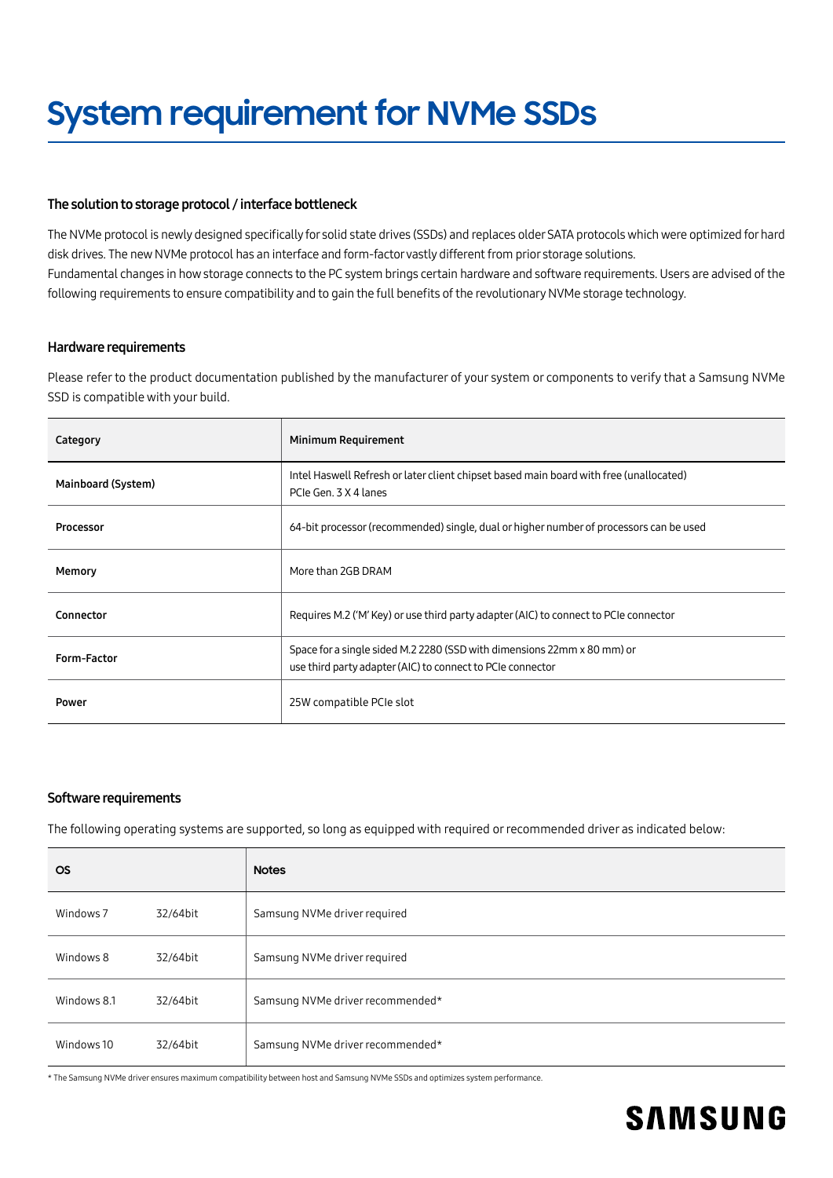# System requirement for NVMe SSDs

### The solution to storage protocol / interface bottleneck

The NVMe protocol is newly designed specifically for solid state drives (SSDs) and replaces older SATA protocols which were optimized for hard disk drives. The new NVMe protocol has an interface and form-factor vastly different from prior storage solutions.
Fundamental changes in how storage connects to the PC system brings certain hardware and software requirements. Users are advised of the following requirements to ensure compatibility and to gain the full benefits of the revolutionary NVMe storage technology.

### Hardware requirements

Please refer to the product documentation published by the manufacturer of your system or components to verify that a Samsung NVMe SSD is compatible with your build.

| Category | Minimum Requirement |
|---|---|
| Mainboard (System) | Intel Haswell Refresh or later client chipset based main board with free (unallocated) PCIe Gen. 3 X 4 lanes |
| Processor | 64-bit processor (recommended) single, dual or higher number of processors can be used |
| Memory | More than 2GB DRAM |
| Connector | Requires M.2 ('M' Key) or use third party adapter (AIC) to connect to PCIe connector |
| Form-Factor | Space for a single sided M.2 2280 (SSD with dimensions 22mm x 80 mm) or use third party adapter (AIC) to connect to PCIe connector |
| Power | 25W compatible PCIe slot |

### Software requirements

The following operating systems are supported, so long as equipped with required or recommended driver as indicated below:

| OS | | Notes |
|---|---|---|
| Windows 7 | 32/64bit | Samsung NVMe driver required |
| Windows 8 | 32/64bit | Samsung NVMe driver required |
| Windows 8.1 | 32/64bit | Samsung NVMe driver recommended* |
| Windows 10 | 32/64bit | Samsung NVMe driver recommended* |

* The Samsung NVMe driver ensures maximum compatibility between host and Samsung NVMe SSDs and optimizes system performance.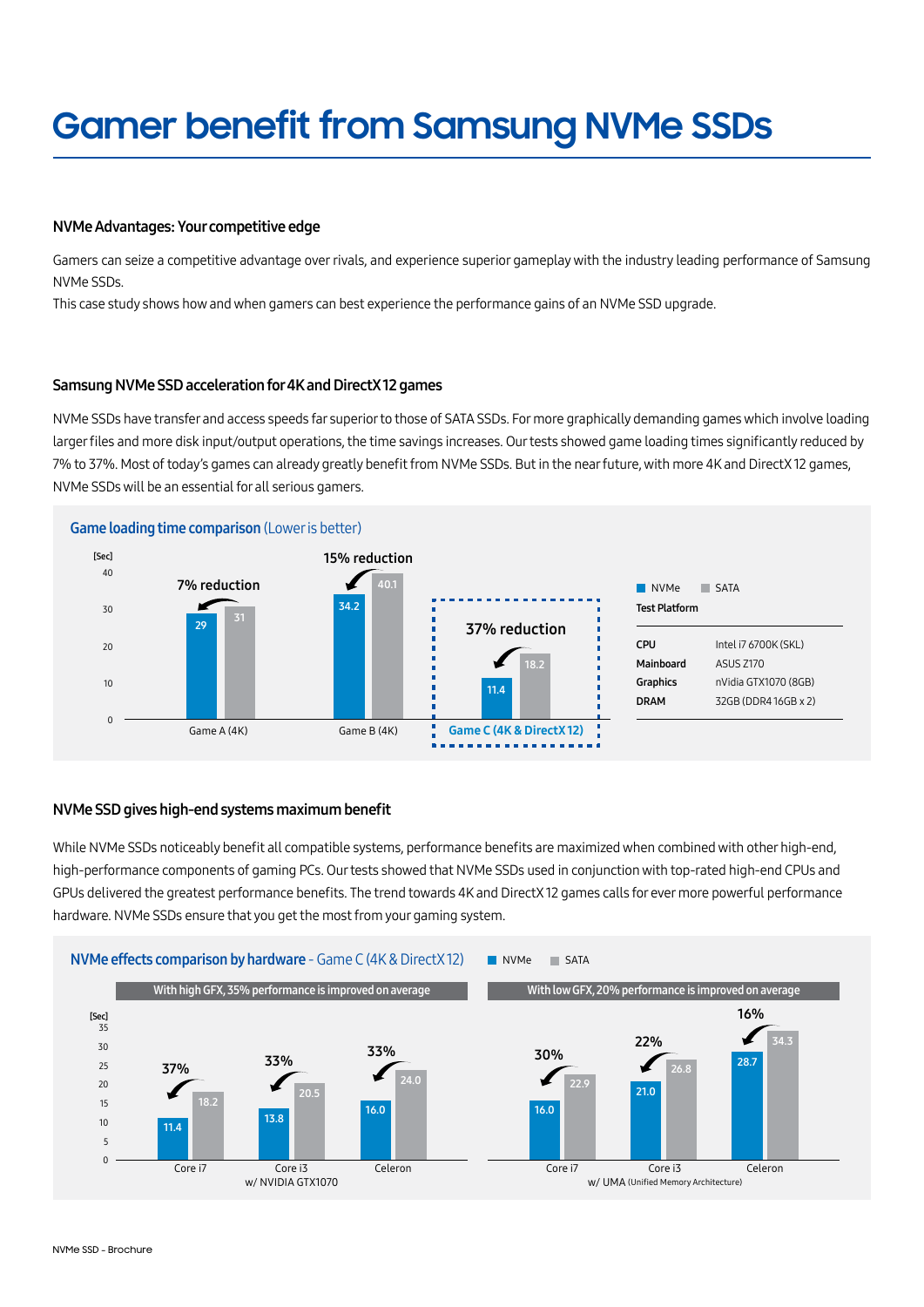# Gamer benefit from Samsung NVMe SSDs

### NVMe Advantages: Your competitive edge

Gamers can seize a competitive advantage over rivals, and experience superior gameplay with the industry leading performance of Samsung NVMe SSDs.
This case study shows how and when gamers can best experience the performance gains of an NVMe SSD upgrade.

### Samsung NVMe SSD acceleration for 4K and DirectX 12 games

NVMe SSDs have transfer and access speeds far superior to those of SATA SSDs. For more graphically demanding games which involve loading larger files and more disk input/output operations, the time savings increases. Our tests showed game loading times significantly reduced by 7% to 37%. Most of today's games can already greatly benefit from NVMe SSDs. But in the near future, with more 4K and DirectX 12 games, NVMe SSDs will be an essential for all serious gamers.

**Game loading time comparison** (Lower is better)

| [Sec] | NVMe | SATA | Reduction |
|---|---|---|---|
| Game A (4K) | 29 | 31 | 7% reduction |
| Game B (4K) | 34.2 | 40.1 | 15% reduction |
| Game C (4K & DirectX 12) | 11.4 | 18.2 | 37% reduction |

**Test Platform**

| | |
|---|---|
| CPU | Intel i7 6700K (SKL) |
| Mainboard | ASUS Z170 |
| Graphics | nVidia GTX1070 (8GB) |
| DRAM | 32GB (DDR4 16GB x 2) |

### NVMe SSD gives high-end systems maximum benefit

While NVMe SSDs noticeably benefit all compatible systems, performance benefits are maximized when combined with other high-end, high-performance components of gaming PCs. Our tests showed that NVMe SSDs used in conjunction with top-rated high-end CPUs and GPUs delivered the greatest performance benefits. The trend towards 4K and DirectX 12 games calls for ever more powerful performance hardware. NVMe SSDs ensure that you get the most from your gaming system.

**NVMe effects comparison by hardware** - Game C (4K & DirectX 12)

With high GFX, 35% performance is improved on average (w/ NVIDIA GTX1070)

| [Sec] | NVMe | SATA | Improvement |
|---|---|---|---|
| Core i7 | 11.4 | 18.2 | 37% |
| Core i3 | 13.8 | 20.5 | 33% |
| Celeron | 16.0 | 24.0 | 33% |

With low GFX, 20% performance is improved on average (w/ UMA (Unified Memory Architecture))

| [Sec] | NVMe | SATA | Improvement |
|---|---|---|---|
| Core i7 | 16.0 | 22.9 | 30% |
| Core i3 | 21.0 | 26.8 | 22% |
| Celeron | 28.7 | 34.3 | 16% |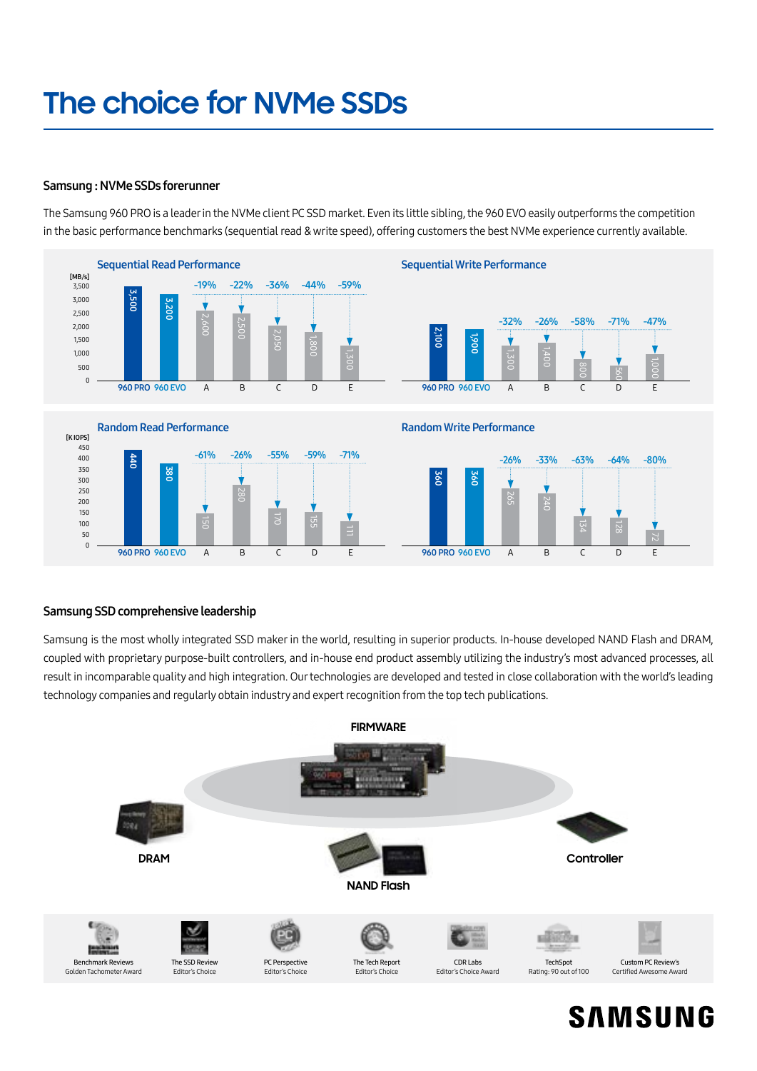# The choice for NVMe SSDs

## Samsung : NVMe SSDs forerunner

The Samsung 960 PRO is a leader in the NVMe client PC SSD market. Even its little sibling, the 960 EVO easily outperforms the competition in the basic performance benchmarks (sequential read & write speed), offering customers the best NVMe experience currently available.

### Sequential Read Performance

[MB/s]

| | 960 PRO | 960 EVO | A | B | C | D | E |
|---|---|---|---|---|---|---|---|
| Value | 3,500 | 3,200 | 2,600 | 2,500 | 2,050 | 1,800 | 1,300 |
| Difference | | | -19% | -22% | -36% | -44% | -59% |

### Sequential Write Performance

| | 960 PRO | 960 EVO | A | B | C | D | E |
|---|---|---|---|---|---|---|---|
| Value | 2,100 | 1,900 | 1,300 | 1,400 | 800 | 560 | 1,000 |
| Difference | | | -32% | -26% | -58% | -71% | -47% |

### Random Read Performance

[K IOPS]

| | 960 PRO | 960 EVO | A | B | C | D | E |
|---|---|---|---|---|---|---|---|
| Value | 440 | 380 | 150 | 280 | 170 | 155 | 111 |
| Difference | | | -61% | -26% | -55% | -59% | -71% |

### Random Write Performance

| | 960 PRO | 960 EVO | A | B | C | D | E |
|---|---|---|---|---|---|---|---|
| Value | 360 | 360 | 265 | 240 | 134 | 128 | 72 |
| Difference | | | -26% | -33% | -63% | -64% | -80% |

## Samsung SSD comprehensive leadership

Samsung is the most wholly integrated SSD maker in the world, resulting in superior products. In-house developed NAND Flash and DRAM, coupled with proprietary purpose-built controllers, and in-house end product assembly utilizing the industry's most advanced processes, all result in incomparable quality and high integration. Our technologies are developed and tested in close collaboration with the world's leading technology companies and regularly obtain industry and expert recognition from the top tech publications.

FIRMWARE

DRAM

Controller

NAND Flash

- Benchmark Reviews Golden Tachometer Award
- The SSD Review Editor's Choice
- PC Perspective Editor's Choice
- The Tech Report Editor's Choice
- CDR Labs Editor's Choice Award
- TechSpot Rating: 90 out of 100
- Custom PC Review's Certified Awesome Award

SAMSUNG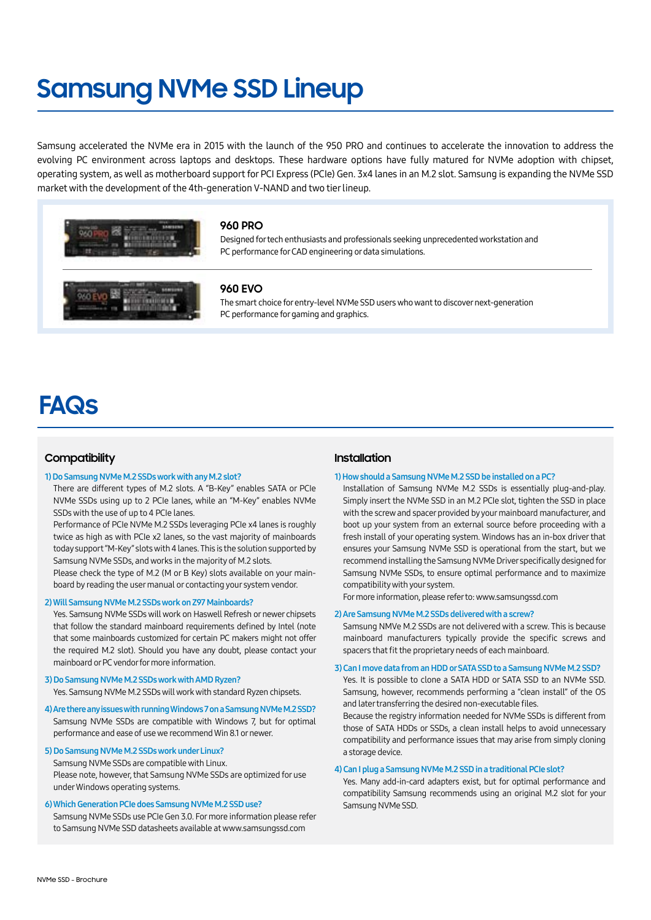# Samsung NVMe SSD Lineup

Samsung accelerated the NVMe era in 2015 with the launch of the 950 PRO and continues to accelerate the innovation to address the evolving PC environment across laptops and desktops. These hardware options have fully matured for NVMe adoption with chipset, operating system, as well as motherboard support for PCI Express (PCIe) Gen. 3x4 lanes in an M.2 slot. Samsung is expanding the NVMe SSD market with the development of the 4th-generation V-NAND and two tier lineup.

### 960 PRO

Designed for tech enthusiasts and professionals seeking unprecedented workstation and PC performance for CAD engineering or data simulations.

### 960 EVO

The smart choice for entry-level NVMe SSD users who want to discover next-generation PC performance for gaming and graphics.

# FAQs

## Compatibility

**1) Do Samsung NVMe M.2 SSDs work with any M.2 slot?**

There are different types of M.2 slots. A "B-Key" enables SATA or PCIe NVMe SSDs using up to 2 PCIe lanes, while an "M-Key" enables NVMe SSDs with the use of up to 4 PCIe lanes.

Performance of PCIe NVMe M.2 SSDs leveraging PCIe x4 lanes is roughly twice as high as with PCIe x2 lanes, so the vast majority of mainboards today support "M-Key" slots with 4 lanes. This is the solution supported by Samsung NVMe SSDs, and works in the majority of M.2 slots.

Please check the type of M.2 (M or B Key) slots available on your mainboard by reading the user manual or contacting your system vendor.

**2) Will Samsung NVMe M.2 SSDs work on Z97 Mainboards?**

Yes. Samsung NVMe SSDs will work on Haswell Refresh or newer chipsets that follow the standard mainboard requirements defined by Intel (note that some mainboards customized for certain PC makers might not offer the required M.2 slot). Should you have any doubt, please contact your mainboard or PC vendor for more information.

**3) Do Samsung NVMe M.2 SSDs work with AMD Ryzen?**

Yes. Samsung NVMe M.2 SSDs will work with standard Ryzen chipsets.

**4) Are there any issues with running Windows 7 on a Samsung NVMe M.2 SSD?**

Samsung NVMe SSDs are compatible with Windows 7, but for optimal performance and ease of use we recommend Win 8.1 or newer.

**5) Do Samsung NVMe M.2 SSDs work under Linux?**

Samsung NVMe SSDs are compatible with Linux.

Please note, however, that Samsung NVMe SSDs are optimized for use under Windows operating systems.

**6) Which Generation PCIe does Samsung NVMe M.2 SSD use?**

Samsung NVMe SSDs use PCIe Gen 3.0. For more information please refer to Samsung NVMe SSD datasheets available at www.samsungssd.com

## Installation

**1) How should a Samsung NVMe M.2 SSD be installed on a PC?**

Installation of Samsung NVMe M.2 SSDs is essentially plug-and-play. Simply insert the NVMe SSD in an M.2 PCIe slot, tighten the SSD in place with the screw and spacer provided by your mainboard manufacturer, and boot up your system from an external source before proceeding with a fresh install of your operating system. Windows has an in-box driver that ensures your Samsung NVMe SSD is operational from the start, but we recommend installing the Samsung NVMe Driver specifically designed for Samsung NVMe SSDs, to ensure optimal performance and to maximize compatibility with your system.

For more information, please refer to: www.samsungssd.com

**2) Are Samsung NVMe M.2 SSDs delivered with a screw?**

Samsung NMVe M.2 SSDs are not delivered with a screw. This is because mainboard manufacturers typically provide the specific screws and spacers that fit the proprietary needs of each mainboard.

**3) Can I move data from an HDD or SATA SSD to a Samsung NVMe M.2 SSD?**

Yes. It is possible to clone a SATA HDD or SATA SSD to an NVMe SSD. Samsung, however, recommends performing a "clean install" of the OS and later transferring the desired non-executable files.

Because the registry information needed for NVMe SSDs is different from those of SATA HDDs or SSDs, a clean install helps to avoid unnecessary compatibility and performance issues that may arise from simply cloning a storage device.

**4) Can I plug a Samsung NVMe M.2 SSD in a traditional PCIe slot?**

Yes. Many add-in-card adapters exist, but for optimal performance and compatibility Samsung recommends using an original M.2 slot for your Samsung NVMe SSD.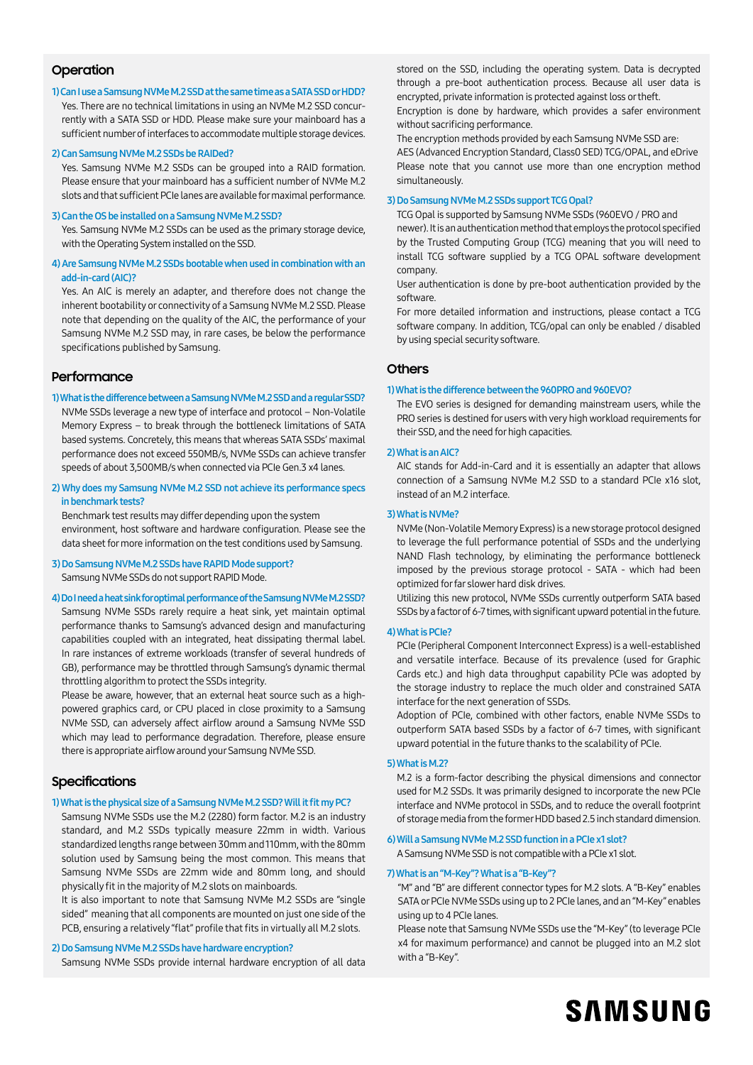## Operation

**1) Can I use a Samsung NVMe M.2 SSD at the same time as a SATA SSD or HDD?**

Yes. There are no technical limitations in using an NVMe M.2 SSD concurrently with a SATA SSD or HDD. Please make sure your mainboard has a sufficient number of interfaces to accommodate multiple storage devices.

**2) Can Samsung NVMe M.2 SSDs be RAIDed?**

Yes. Samsung NVMe M.2 SSDs can be grouped into a RAID formation. Please ensure that your mainboard has a sufficient number of NVMe M.2 slots and that sufficient PCIe lanes are available for maximal performance.

**3) Can the OS be installed on a Samsung NVMe M.2 SSD?**

Yes. Samsung NVMe M.2 SSDs can be used as the primary storage device, with the Operating System installed on the SSD.

**4) Are Samsung NVMe M.2 SSDs bootable when used in combination with an add-in-card (AIC)?**

Yes. An AIC is merely an adapter, and therefore does not change the inherent bootability or connectivity of a Samsung NVMe M.2 SSD. Please note that depending on the quality of the AIC, the performance of your Samsung NVMe M.2 SSD may, in rare cases, be below the performance specifications published by Samsung.

## Performance

**1) What is the difference between a Samsung NVMe M.2 SSD and a regular SSD?**

NVMe SSDs leverage a new type of interface and protocol – Non-Volatile Memory Express – to break through the bottleneck limitations of SATA based systems. Concretely, this means that whereas SATA SSDs' maximal performance does not exceed 550MB/s, NVMe SSDs can achieve transfer speeds of about 3,500MB/s when connected via PCIe Gen.3 x4 lanes.

**2) Why does my Samsung NVMe M.2 SSD not achieve its performance specs in benchmark tests?**

Benchmark test results may differ depending upon the system environment, host software and hardware configuration. Please see the data sheet for more information on the test conditions used by Samsung.

**3) Do Samsung NVMe M.2 SSDs have RAPID Mode support?**

Samsung NVMe SSDs do not support RAPID Mode.

**4) Do I need a heat sink for optimal performance of the Samsung NVMe M.2 SSD?**

Samsung NVMe SSDs rarely require a heat sink, yet maintain optimal performance thanks to Samsung's advanced design and manufacturing capabilities coupled with an integrated, heat dissipating thermal label. In rare instances of extreme workloads (transfer of several hundreds of GB), performance may be throttled through Samsung's dynamic thermal throttling algorithm to protect the SSDs integrity.

Please be aware, however, that an external heat source such as a high-powered graphics card, or CPU placed in close proximity to a Samsung NVMe SSD, can adversely affect airflow around a Samsung NVMe SSD which may lead to performance degradation. Therefore, please ensure there is appropriate airflow around your Samsung NVMe SSD.

## Specifications

**1) What is the physical size of a Samsung NVMe M.2 SSD? Will it fit my PC?**

Samsung NVMe SSDs use the M.2 (2280) form factor. M.2 is an industry standard, and M.2 SSDs typically measure 22mm in width. Various standardized lengths range between 30mm and 110mm, with the 80mm solution used by Samsung being the most common. This means that Samsung NVMe SSDs are 22mm wide and 80mm long, and should physically fit in the majority of M.2 slots on mainboards.

It is also important to note that Samsung NVMe M.2 SSDs are "single sided" meaning that all components are mounted on just one side of the PCB, ensuring a relatively "flat" profile that fits in virtually all M.2 slots.

**2) Do Samsung NVMe M.2 SSDs have hardware encryption?**

Samsung NVMe SSDs provide internal hardware encryption of all data stored on the SSD, including the operating system. Data is decrypted through a pre-boot authentication process. Because all user data is encrypted, private information is protected against loss or theft.

Encryption is done by hardware, which provides a safer environment without sacrificing performance.

The encryption methods provided by each Samsung NVMe SSD are:

AES (Advanced Encryption Standard, Class0 SED) TCG/OPAL, and eDrive

Please note that you cannot use more than one encryption method simultaneously.

**3) Do Samsung NVMe M.2 SSDs support TCG Opal?**

TCG Opal is supported by Samsung NVMe SSDs (960EVO / PRO and newer). It is an authentication method that employs the protocol specified by the Trusted Computing Group (TCG) meaning that you will need to install TCG software supplied by a TCG OPAL software development company.

User authentication is done by pre-boot authentication provided by the software.

For more detailed information and instructions, please contact a TCG software company. In addition, TCG/opal can only be enabled / disabled by using special security software.

## Others

**1) What is the difference between the 960PRO and 960EVO?**

The EVO series is designed for demanding mainstream users, while the PRO series is destined for users with very high workload requirements for their SSD, and the need for high capacities.

**2) What is an AIC?**

AIC stands for Add-in-Card and it is essentially an adapter that allows connection of a Samsung NVMe M.2 SSD to a standard PCIe x16 slot, instead of an M.2 interface.

**3) What is NVMe?**

NVMe (Non-Volatile Memory Express) is a new storage protocol designed to leverage the full performance potential of SSDs and the underlying NAND Flash technology, by eliminating the performance bottleneck imposed by the previous storage protocol - SATA - which had been optimized for far slower hard disk drives.

Utilizing this new protocol, NVMe SSDs currently outperform SATA based SSDs by a factor of 6-7 times, with significant upward potential in the future.

**4) What is PCIe?**

PCIe (Peripheral Component Interconnect Express) is a well-established and versatile interface. Because of its prevalence (used for Graphic Cards etc.) and high data throughput capability PCIe was adopted by the storage industry to replace the much older and constrained SATA interface for the next generation of SSDs.

Adoption of PCIe, combined with other factors, enable NVMe SSDs to outperform SATA based SSDs by a factor of 6-7 times, with significant upward potential in the future thanks to the scalability of PCIe.

**5) What is M.2?**

M.2 is a form-factor describing the physical dimensions and connector used for M.2 SSDs. It was primarily designed to incorporate the new PCIe interface and NVMe protocol in SSDs, and to reduce the overall footprint of storage media from the former HDD based 2.5 inch standard dimension.

**6) Will a Samsung NVMe M.2 SSD function in a PCIe x1 slot?**

A Samsung NVMe SSD is not compatible with a PCIe x1 slot.

**7) What is an "M-Key"? What is a "B-Key"?**

"M" and "B" are different connector types for M.2 slots. A "B-Key" enables SATA or PCIe NVMe SSDs using up to 2 PCIe lanes, and an "M-Key" enables using up to 4 PCIe lanes.

Please note that Samsung NVMe SSDs use the "M-Key" (to leverage PCIe x4 for maximum performance) and cannot be plugged into an M.2 slot with a "B-Key".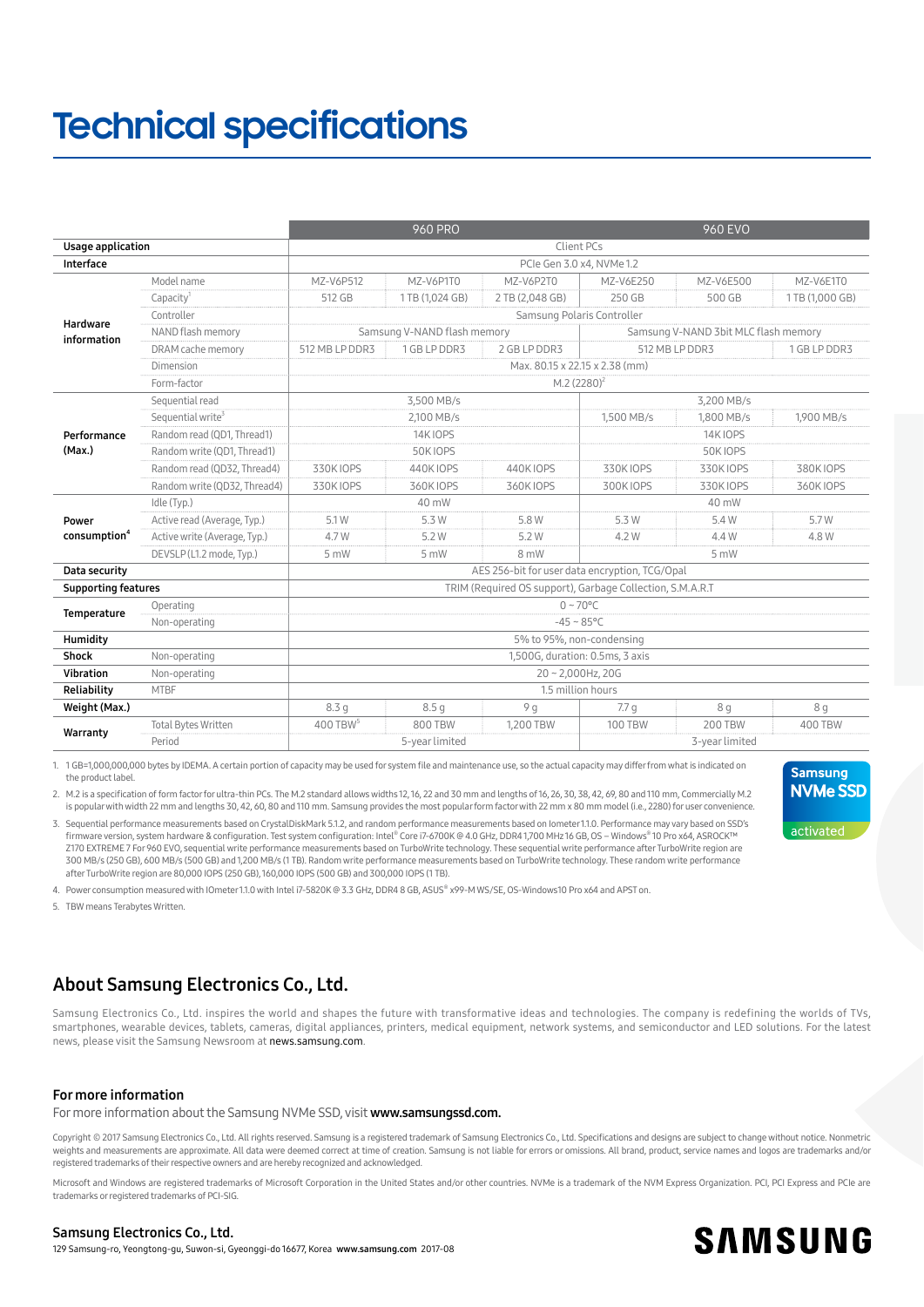# Technical specifications

| | | 960 PRO | | | 960 EVO | | |
|---|---|---|---|---|---|---|---|
| **Usage application** | | Client PCs | | | | | |
| **Interface** | | PCIe Gen 3.0 x4, NVMe 1.2 | | | | | |
| **Hardware information** | Model name | MZ-V6P512 | MZ-V6P1T0 | MZ-V6P2T0 | MZ-V6E250 | MZ-V6E500 | MZ-V6E1T0 |
| | Capacity[1] | 512 GB | 1 TB (1,024 GB) | 2 TB (2,048 GB) | 250 GB | 500 GB | 1 TB (1,000 GB) |
| | Controller | Samsung Polaris Controller | | | | | |
| | NAND flash memory | Samsung V-NAND flash memory | | | Samsung V-NAND 3bit MLC flash memory | | |
| | DRAM cache memory | 512 MB LP DDR3 | 1 GB LP DDR3 | 2 GB LP DDR3 | 512 MB LP DDR3 | | 1 GB LP DDR3 |
| | Dimension | Max. 80.15 x 22.15 x 2.38 (mm) | | | | | |
| | Form-factor | M.2 (2280)[2] | | | | | |
| **Performance (Max.)** | Sequential read | 3,500 MB/s | | | 3,200 MB/s | | |
| | Sequential write[3] | 2,100 MB/s | | | 1,500 MB/s | 1,800 MB/s | 1,900 MB/s |
| | Random read (QD1, Thread1) | 14K IOPS | | | 14K IOPS | | |
| | Random write (QD1, Thread1) | 50K IOPS | | | 50K IOPS | | |
| | Random read (QD32, Thread4) | 330K IOPS | 440K IOPS | 440K IOPS | 330K IOPS | 330K IOPS | 380K IOPS |
| | Random write (QD32, Thread4) | 330K IOPS | 360K IOPS | 360K IOPS | 300K IOPS | 330K IOPS | 360K IOPS |
| **Power consumption**[4] | Idle (Typ.) | 40 mW | | | 40 mW | | |
| | Active read (Average, Typ.) | 5.1 W | 5.3 W | 5.8 W | 5.3 W | 5.4 W | 5.7 W |
| | Active write (Average, Typ.) | 4.7 W | 5.2 W | 5.2 W | 4.2 W | 4.4 W | 4.8 W |
| | DEVSLP (L1.2 mode, Typ.) | 5 mW | 5 mW | 8 mW | 5 mW | | |
| **Data security** | | AES 256-bit for user data encryption, TCG/Opal | | | | | |
| **Supporting features** | | TRIM (Required OS support), Garbage Collection, S.M.A.R.T | | | | | |
| **Temperature** | Operating | 0 ~ 70°C | | | | | |
| | Non-operating | -45 ~ 85°C | | | | | |
| **Humidity** | | 5% to 95%, non-condensing | | | | | |
| **Shock** | Non-operating | 1,500G, duration: 0.5ms, 3 axis | | | | | |
| **Vibration** | Non-operating | 20 ~ 2,000Hz, 20G | | | | | |
| **Reliability** | MTBF | 1.5 million hours | | | | | |
| **Weight (Max.)** | | 8.3 g | 8.5 g | 9 g | 7.7 g | 8 g | 8 g |
| **Warranty** | Total Bytes Written | 400 TBW[5] | 800 TBW | 1,200 TBW | 100 TBW | 200 TBW | 400 TBW |
| | Period | 5-year limited | | | 3-year limited | | |

1. 1 GB=1,000,000,000 bytes by IDEMA. A certain portion of capacity may be used for system file and maintenance use, so the actual capacity may differ from what is indicated on the product label.
2. M.2 is a specification of form factor for ultra-thin PCs. The M.2 standard allows widths 12, 16, 22 and 30 mm and lengths of 16, 26, 30, 38, 42, 69, 80 and 110 mm, Commercially M.2 is popular with width 22 mm and lengths 30, 42, 60, 80 and 110 mm. Samsung provides the most popular form factor with 22 mm x 80 mm model (i.e., 2280) for user convenience.
3. Sequential performance measurements based on CrystalDiskMark 5.1.2, and random performance measurements based on Iometer 1.1.0. Performance may vary based on SSD's firmware version, system hardware & configuration. Test system configuration: Intel® Core i7-6700K @ 4.0 GHz, DDR4 1,700 MHz 16 GB, OS – Windows® 10 Pro x64, ASROCK™ Z170 EXTREME 7 For 960 EVO, sequential write performance measurements based on TurboWrite technology. These sequential write performance after TurboWrite region are 300 MB/s (250 GB), 600 MB/s (500 GB) and 1,200 MB/s (1 TB). Random write performance measurements based on TurboWrite technology. These random write performance after TurboWrite region are 80,000 IOPS (250 GB), 160,000 IOPS (500 GB) and 300,000 IOPS (1 TB).
4. Power consumption measured with IOmeter 1.1.0 with Intel i7-5820K @ 3.3 GHz, DDR4 8 GB, ASUS® x99-M WS/SE, OS-Windows10 Pro x64 and APST on.
5. TBW means Terabytes Written.

Samsung NVMe SSD activated

## About Samsung Electronics Co., Ltd.

Samsung Electronics Co., Ltd. inspires the world and shapes the future with transformative ideas and technologies. The company is redefining the worlds of TVs, smartphones, wearable devices, tablets, cameras, digital appliances, printers, medical equipment, network systems, and semiconductor and LED solutions. For the latest news, please visit the Samsung Newsroom at **news.samsung.com**.

### For more information

For more information about the Samsung NVMe SSD, visit **www.samsungssd.com.**

Copyright © 2017 Samsung Electronics Co., Ltd. All rights reserved. Samsung is a registered trademark of Samsung Electronics Co., Ltd. Specifications and designs are subject to change without notice. Nonmetric weights and measurements are approximate. All data were deemed correct at time of creation. Samsung is not liable for errors or omissions. All brand, product, service names and logos are trademarks and/or registered trademarks of their respective owners and are hereby recognized and acknowledged.

Microsoft and Windows are registered trademarks of Microsoft Corporation in the United States and/or other countries. NVMe is a trademark of the NVM Express Organization. PCI, PCI Express and PCIe are trademarks or registered trademarks of PCI-SIG.

**Samsung Electronics Co., Ltd.**
129 Samsung-ro, Yeongtong-gu, Suwon-si, Gyeonggi-do 16677, Korea **www.samsung.com** 2017-08

SAMSUNG